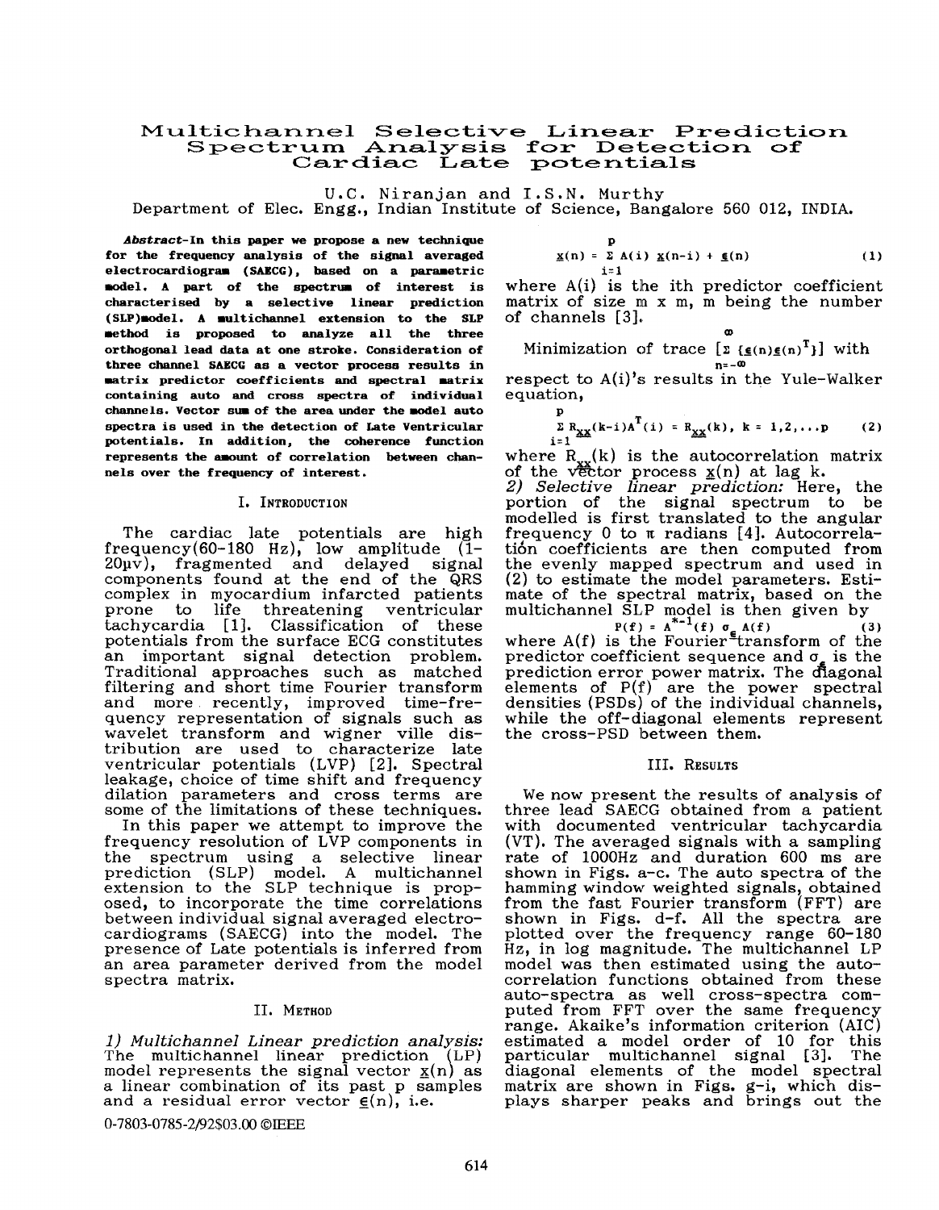# Multichannel Selective Linear Prediction Spectrum Analysis for Detection of Cardiac Late potentials

U.C. Niranjan and I.S.N. Murthy
Department of Elec. Engg., Indian Institute of Science, Bangalore 560 012, INDIA.

***Abstract*-In this paper we propose a new technique for the frequency analysis of the signal averaged electrocardiogram (SAECG), based on a parametric model. A part of the spectrum of interest is characterised by a selective linear prediction (SLP)model. A multichannel extension to the SLP method is proposed to analyze all the three orthogonal lead data at one stroke. Consideration of three channel SAECG as a vector process results in matrix predictor coefficients and spectral matrix containing auto and cross spectra of individual channels. Vector sum of the area under the model auto spectra is used in the detection of Late Ventricular potentials. In addition, the coherence function represents the amount of correlation between channels over the frequency of interest.**

## I. Introduction

The cardiac late potentials are high frequency(60-180 Hz), low amplitude (1-20μv), fragmented and delayed signal components found at the end of the QRS complex in myocardium infarcted patients prone to life threatening ventricular tachycardia [1]. Classification of these potentials from the surface ECG constitutes an important signal detection problem. Traditional approaches such as matched filtering and short time Fourier transform and more recently, improved time-frequency representation of signals such as wavelet transform and wigner ville distribution are used to characterize late ventricular potentials (LVP) [2]. Spectral leakage, choice of time shift and frequency dilation parameters and cross terms are some of the limitations of these techniques.

In this paper we attempt to improve the frequency resolution of LVP components in the spectrum using a selective linear prediction (SLP) model. A multichannel extension to the SLP technique is proposed, to incorporate the time correlations between individual signal averaged electrocardiograms (SAECG) into the model. The presence of Late potentials is inferred from an area parameter derived from the model spectra matrix.

## II. Method

*1) Multichannel Linear prediction analysis:* The multichannel linear prediction (LP) model represents the signal vector $\underline{x}(n)$ as a linear combination of its past p samples and a residual error vector $\underline{\epsilon}(n)$, i.e.

$$\underline{x}(n) = \sum_{i=1}^{p} A(i)\,\underline{x}(n-i) + \underline{\epsilon}(n) \quad (1)$$

where A(i) is the ith predictor coefficient matrix of size m x m, m being the number of channels [3].

Minimization of trace $[\sum_{n=-\infty}^{\infty} \{\underline{\epsilon}(n)\underline{\epsilon}(n)^T\}]$ with respect to A(i)'s results in the Yule-Walker equation,

$$\sum_{i=1}^{p} R_{\underline{xx}}(k-i)A^T(i) = R_{\underline{xx}}(k), \quad k = 1,2,\ldots p \quad (2)$$

where $R_{\underline{xx}}(k)$ is the autocorrelation matrix of the vector process $\underline{x}(n)$ at lag k.

*2) Selective linear prediction:* Here, the portion of the signal spectrum to be modelled is first translated to the angular frequency 0 to π radians [4]. Autocorrelation coefficients are then computed from the evenly mapped spectrum and used in (2) to estimate the model parameters. Estimate of the spectral matrix, based on the multichannel SLP model is then given by

$$P(f) = A^{*-1}(f)\,\sigma_{\epsilon}\,A(f) \quad (3)$$

where A(f) is the Fourier transform of the predictor coefficient sequence and $\sigma_{\epsilon}$ is the prediction error power matrix. The diagonal elements of P(f) are the power spectral densities (PSDs) of the individual channels, while the off-diagonal elements represent the cross-PSD between them.

## III. Results

We now present the results of analysis of three lead SAECG obtained from a patient with documented ventricular tachycardia (VT). The averaged signals with a sampling rate of 1000Hz and duration 600 ms are shown in Figs. a-c. The auto spectra of the hamming window weighted signals, obtained from the fast Fourier transform (FFT) are shown in Figs. d-f. All the spectra are plotted over the frequency range 60-180 Hz, in log magnitude. The multichannel LP model was then estimated using the autocorrelation functions obtained from these auto-spectra as well cross-spectra computed from FFT over the same frequency range. Akaike's information criterion (AIC) estimated a model order of 10 for this particular multichannel signal [3]. The diagonal elements of the model spectral matrix are shown in Figs. g-i, which displays sharper peaks and brings out the

0-7803-0785-2/92$03.00 ©IEEE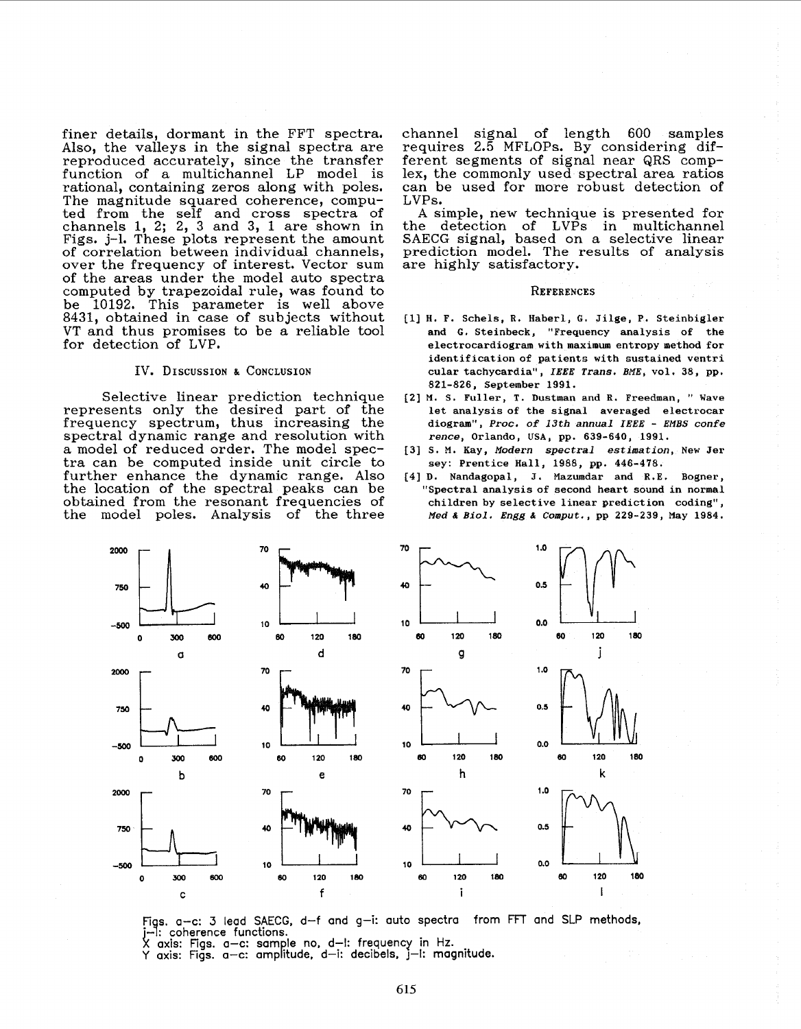finer details, dormant in the FFT spectra. Also, the valleys in the signal spectra are reproduced accurately, since the transfer function of a multichannel LP model is rational, containing zeros along with poles. The magnitude squared coherence, computed from the self and cross spectra of channels 1, 2; 2, 3 and 3, 1 are shown in Figs. j–l. These plots represent the amount of correlation between individual channels, over the frequency of interest. Vector sum of the areas under the model auto spectra computed by trapezoidal rule, was found to be 10192. This parameter is well above 8431, obtained in case of subjects without VT and thus promises to be a reliable tool for detection of LVP.

## IV. Discussion & Conclusion

Selective linear prediction technique represents only the desired part of the frequency spectrum, thus increasing the spectral dynamic range and resolution with a model of reduced order. The model spectra can be computed inside unit circle to further enhance the dynamic range. Also the location of the spectral peaks can be obtained from the resonant frequencies of the model poles. Analysis of the three channel signal of length 600 samples requires 2.5 MFLOPs. By considering different segments of signal near QRS complex, the commonly used spectral area ratios can be used for more robust detection of LVPs.

A simple, new technique is presented for the detection of LVPs in multichannel SAECG signal, based on a selective linear prediction model. The results of analysis are highly satisfactory.

## References

[1] H. F. Schels, R. Haberl, G. Jilge, P. Steinbigler and G. Steinbeck, "Frequency analysis of the electrocardiogram with maximum entropy method for identification of patients with sustained ventricular tachycardia", *IEEE Trans. BME*, vol. 38, pp. 821-826, September 1991.

[2] M. S. Fuller, T. Dustman and R. Freedman, " Wavelet analysis of the signal averaged electrocardiogram", *Proc. of 13th annual IEEE - EMBS conference*, Orlando, USA, pp. 639-640, 1991.

[3] S. M. Kay, *Modern spectral estimation*, New Jersey: Prentice Hall, 1988, pp. 446-478.

[4] D. Nandagopal, J. Mazumdar and R.E. Bogner, "Spectral analysis of second heart sound in normal children by selective linear prediction coding", *Med & Biol. Engg & Comput.*, pp 229-239, May 1984.

2000
750
-500
0 300 600
a

70
40
10
60 120 180
d

70
40
10
60 120 180
g

1.0
0.5
0.0
60 120 180
j

2000
750
-500
0 300 600
b

70
40
10
60 120 180
e

70
40
10
60 120 180
h

1.0
0.5
0.0
60 120 180
k

2000
750
-500
0 300 600
c

70
40
10
60 120 180
f

70
40
10
60 120 180
i

1.0
0.5
0.0
60 120 180
l

Figs. a–c: 3 lead SAECG, d–f and g–i: auto spectra from FFT and SLP methods, j–l: coherence functions.
X axis: Figs. a–c: sample no, d–l: frequency in Hz.
Y axis: Figs. a–c: amplitude, d–i: decibels, j–l: magnitude.